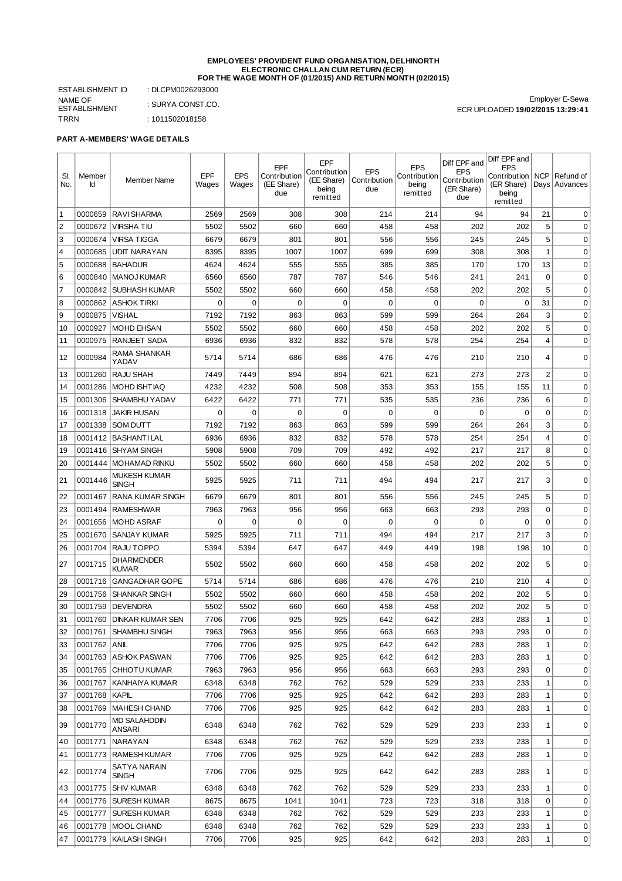**EMPLOYEES' PROVIDENT FUND ORGANISATION, DELHINORTH**
**ELECTRONIC CHALLAN CUM RETURN (ECR)**
**FOR THE WAGE MONTH OF (01/2015) AND RETURN MONTH (02/2015)**

ESTABLISHMENT ID : DLCPM0026293000
NAME OF ESTABLISHMENT : SURYA CONST.CO.
TRRN : 1011502018158

Employer E-Sewa
ECR UPLOADED **19/02/2015 13:29:41**

**PART A-MEMBERS' WAGE DETAILS**

| Sl. No. | Member Id | Member Name | EPF Wages | EPS Wages | EPF Contribution (EE Share) due | EPF Contribution (EE Share) being remitted | EPS Contribution due | EPS Contribution being remitted | Diff EPF and EPS Contribution (ER Share) due | Diff EPF and EPS Contribution (ER Share) being remitted | NCP Days | Refund of Advances |
|---|---|---|---|---|---|---|---|---|---|---|---|---|
| 1 | 0000659 | RAVI SHARMA | 2569 | 2569 | 308 | 308 | 214 | 214 | 94 | 94 | 21 | 0 |
| 2 | 0000672 | VIRSHA TIU | 5502 | 5502 | 660 | 660 | 458 | 458 | 202 | 202 | 5 | 0 |
| 3 | 0000674 | VIRSA TIGGA | 6679 | 6679 | 801 | 801 | 556 | 556 | 245 | 245 | 5 | 0 |
| 4 | 0000685 | UDIT NARAYAN | 8395 | 8395 | 1007 | 1007 | 699 | 699 | 308 | 308 | 1 | 0 |
| 5 | 0000688 | BAHADUR | 4624 | 4624 | 555 | 555 | 385 | 385 | 170 | 170 | 13 | 0 |
| 6 | 0000840 | MANOJ KUMAR | 6560 | 6560 | 787 | 787 | 546 | 546 | 241 | 241 | 0 | 0 |
| 7 | 0000842 | SUBHASH KUMAR | 5502 | 5502 | 660 | 660 | 458 | 458 | 202 | 202 | 5 | 0 |
| 8 | 0000862 | ASHOK TIRKI | 0 | 0 | 0 | 0 | 0 | 0 | 0 | 0 | 31 | 0 |
| 9 | 0000875 | VISHAL | 7192 | 7192 | 863 | 863 | 599 | 599 | 264 | 264 | 3 | 0 |
| 10 | 0000927 | MOHD EHSAN | 5502 | 5502 | 660 | 660 | 458 | 458 | 202 | 202 | 5 | 0 |
| 11 | 0000975 | RANJEET SADA | 6936 | 6936 | 832 | 832 | 578 | 578 | 254 | 254 | 4 | 0 |
| 12 | 0000984 | RAMA SHANKAR YADAV | 5714 | 5714 | 686 | 686 | 476 | 476 | 210 | 210 | 4 | 0 |
| 13 | 0001260 | RAJU SHAH | 7449 | 7449 | 894 | 894 | 621 | 621 | 273 | 273 | 2 | 0 |
| 14 | 0001286 | MOHD ISHTIAQ | 4232 | 4232 | 508 | 508 | 353 | 353 | 155 | 155 | 11 | 0 |
| 15 | 0001306 | SHAMBHU YADAV | 6422 | 6422 | 771 | 771 | 535 | 535 | 236 | 236 | 6 | 0 |
| 16 | 0001318 | JAKIR HUSAN | 0 | 0 | 0 | 0 | 0 | 0 | 0 | 0 | 0 | 0 |
| 17 | 0001338 | SOM DUTT | 7192 | 7192 | 863 | 863 | 599 | 599 | 264 | 264 | 3 | 0 |
| 18 | 0001412 | BASHANTI LAL | 6936 | 6936 | 832 | 832 | 578 | 578 | 254 | 254 | 4 | 0 |
| 19 | 0001416 | SHYAM SINGH | 5908 | 5908 | 709 | 709 | 492 | 492 | 217 | 217 | 8 | 0 |
| 20 | 0001444 | MOHAMAD RINKU | 5502 | 5502 | 660 | 660 | 458 | 458 | 202 | 202 | 5 | 0 |
| 21 | 0001446 | MUKESH KUMAR SINGH | 5925 | 5925 | 711 | 711 | 494 | 494 | 217 | 217 | 3 | 0 |
| 22 | 0001467 | RANA KUMAR SINGH | 6679 | 6679 | 801 | 801 | 556 | 556 | 245 | 245 | 5 | 0 |
| 23 | 0001494 | RAMESHWAR | 7963 | 7963 | 956 | 956 | 663 | 663 | 293 | 293 | 0 | 0 |
| 24 | 0001656 | MOHD ASRAF | 0 | 0 | 0 | 0 | 0 | 0 | 0 | 0 | 0 | 0 |
| 25 | 0001670 | SANJAY KUMAR | 5925 | 5925 | 711 | 711 | 494 | 494 | 217 | 217 | 3 | 0 |
| 26 | 0001704 | RAJU TOPPO | 5394 | 5394 | 647 | 647 | 449 | 449 | 198 | 198 | 10 | 0 |
| 27 | 0001715 | DHARMENDER KUMAR | 5502 | 5502 | 660 | 660 | 458 | 458 | 202 | 202 | 5 | 0 |
| 28 | 0001716 | GANGADHAR GOPE | 5714 | 5714 | 686 | 686 | 476 | 476 | 210 | 210 | 4 | 0 |
| 29 | 0001756 | SHANKAR SINGH | 5502 | 5502 | 660 | 660 | 458 | 458 | 202 | 202 | 5 | 0 |
| 30 | 0001759 | DEVENDRA | 5502 | 5502 | 660 | 660 | 458 | 458 | 202 | 202 | 5 | 0 |
| 31 | 0001760 | DINKAR KUMAR SEN | 7706 | 7706 | 925 | 925 | 642 | 642 | 283 | 283 | 1 | 0 |
| 32 | 0001761 | SHAMBHU SINGH | 7963 | 7963 | 956 | 956 | 663 | 663 | 293 | 293 | 0 | 0 |
| 33 | 0001762 | ANIL | 7706 | 7706 | 925 | 925 | 642 | 642 | 283 | 283 | 1 | 0 |
| 34 | 0001763 | ASHOK PASWAN | 7706 | 7706 | 925 | 925 | 642 | 642 | 283 | 283 | 1 | 0 |
| 35 | 0001765 | CHHOTU KUMAR | 7963 | 7963 | 956 | 956 | 663 | 663 | 293 | 293 | 0 | 0 |
| 36 | 0001767 | KANHAIYA KUMAR | 6348 | 6348 | 762 | 762 | 529 | 529 | 233 | 233 | 1 | 0 |
| 37 | 0001768 | KAPIL | 7706 | 7706 | 925 | 925 | 642 | 642 | 283 | 283 | 1 | 0 |
| 38 | 0001769 | MAHESH CHAND | 7706 | 7706 | 925 | 925 | 642 | 642 | 283 | 283 | 1 | 0 |
| 39 | 0001770 | MD SALAHDDIN ANSARI | 6348 | 6348 | 762 | 762 | 529 | 529 | 233 | 233 | 1 | 0 |
| 40 | 0001771 | NARAYAN | 6348 | 6348 | 762 | 762 | 529 | 529 | 233 | 233 | 1 | 0 |
| 41 | 0001773 | RAMESH KUMAR | 7706 | 7706 | 925 | 925 | 642 | 642 | 283 | 283 | 1 | 0 |
| 42 | 0001774 | SATYA NARAIN SINGH | 7706 | 7706 | 925 | 925 | 642 | 642 | 283 | 283 | 1 | 0 |
| 43 | 0001775 | SHIV KUMAR | 6348 | 6348 | 762 | 762 | 529 | 529 | 233 | 233 | 1 | 0 |
| 44 | 0001776 | SURESH KUMAR | 8675 | 8675 | 1041 | 1041 | 723 | 723 | 318 | 318 | 0 | 0 |
| 45 | 0001777 | SURESH KUMAR | 6348 | 6348 | 762 | 762 | 529 | 529 | 233 | 233 | 1 | 0 |
| 46 | 0001778 | MOOL CHAND | 6348 | 6348 | 762 | 762 | 529 | 529 | 233 | 233 | 1 | 0 |
| 47 | 0001779 | KAILASH SINGH | 7706 | 7706 | 925 | 925 | 642 | 642 | 283 | 283 | 1 | 0 |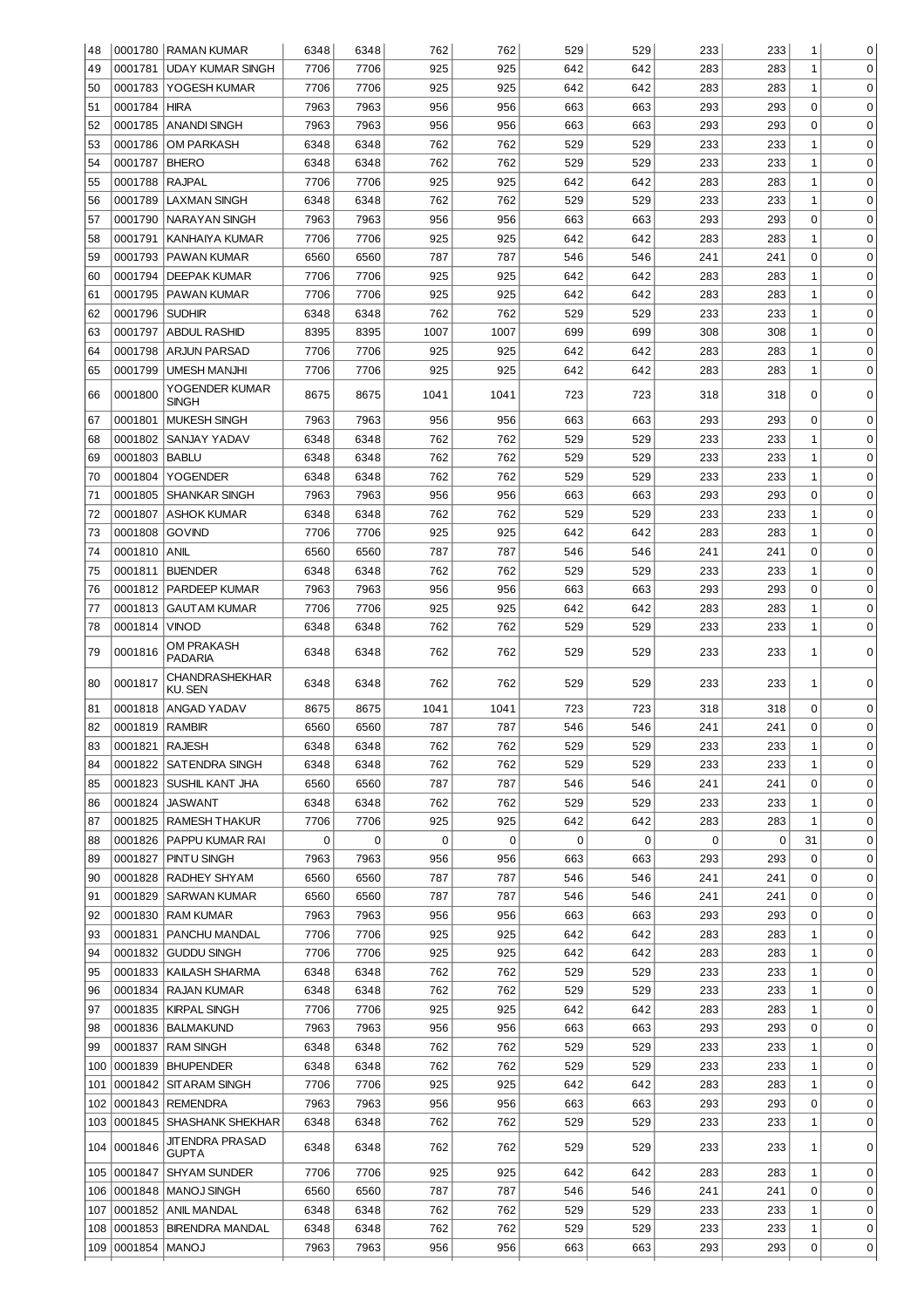| | | | | | | | | | | | | |
|---|---|---|---|---|---|---|---|---|---|---|---|---|
| 48 | 0001780 | RAMAN KUMAR | 6348 | 6348 | 762 | 762 | 529 | 529 | 233 | 233 | 1 | 0 |
| 49 | 0001781 | UDAY KUMAR SINGH | 7706 | 7706 | 925 | 925 | 642 | 642 | 283 | 283 | 1 | 0 |
| 50 | 0001783 | YOGESH KUMAR | 7706 | 7706 | 925 | 925 | 642 | 642 | 283 | 283 | 1 | 0 |
| 51 | 0001784 | HIRA | 7963 | 7963 | 956 | 956 | 663 | 663 | 293 | 293 | 0 | 0 |
| 52 | 0001785 | ANANDI SINGH | 7963 | 7963 | 956 | 956 | 663 | 663 | 293 | 293 | 0 | 0 |
| 53 | 0001786 | OM PARKASH | 6348 | 6348 | 762 | 762 | 529 | 529 | 233 | 233 | 1 | 0 |
| 54 | 0001787 | BHERO | 6348 | 6348 | 762 | 762 | 529 | 529 | 233 | 233 | 1 | 0 |
| 55 | 0001788 | RAJPAL | 7706 | 7706 | 925 | 925 | 642 | 642 | 283 | 283 | 1 | 0 |
| 56 | 0001789 | LAXMAN SINGH | 6348 | 6348 | 762 | 762 | 529 | 529 | 233 | 233 | 1 | 0 |
| 57 | 0001790 | NARAYAN SINGH | 7963 | 7963 | 956 | 956 | 663 | 663 | 293 | 293 | 0 | 0 |
| 58 | 0001791 | KANHAIYA KUMAR | 7706 | 7706 | 925 | 925 | 642 | 642 | 283 | 283 | 1 | 0 |
| 59 | 0001793 | PAWAN KUMAR | 6560 | 6560 | 787 | 787 | 546 | 546 | 241 | 241 | 0 | 0 |
| 60 | 0001794 | DEEPAK KUMAR | 7706 | 7706 | 925 | 925 | 642 | 642 | 283 | 283 | 1 | 0 |
| 61 | 0001795 | PAWAN KUMAR | 7706 | 7706 | 925 | 925 | 642 | 642 | 283 | 283 | 1 | 0 |
| 62 | 0001796 | SUDHIR | 6348 | 6348 | 762 | 762 | 529 | 529 | 233 | 233 | 1 | 0 |
| 63 | 0001797 | ABDUL RASHID | 8395 | 8395 | 1007 | 1007 | 699 | 699 | 308 | 308 | 1 | 0 |
| 64 | 0001798 | ARJUN PARSAD | 7706 | 7706 | 925 | 925 | 642 | 642 | 283 | 283 | 1 | 0 |
| 65 | 0001799 | UMESH MANJHI | 7706 | 7706 | 925 | 925 | 642 | 642 | 283 | 283 | 1 | 0 |
| 66 | 0001800 | YOGENDER KUMAR SINGH | 8675 | 8675 | 1041 | 1041 | 723 | 723 | 318 | 318 | 0 | 0 |
| 67 | 0001801 | MUKESH SINGH | 7963 | 7963 | 956 | 956 | 663 | 663 | 293 | 293 | 0 | 0 |
| 68 | 0001802 | SANJAY YADAV | 6348 | 6348 | 762 | 762 | 529 | 529 | 233 | 233 | 1 | 0 |
| 69 | 0001803 | BABLU | 6348 | 6348 | 762 | 762 | 529 | 529 | 233 | 233 | 1 | 0 |
| 70 | 0001804 | YOGENDER | 6348 | 6348 | 762 | 762 | 529 | 529 | 233 | 233 | 1 | 0 |
| 71 | 0001805 | SHANKAR SINGH | 7963 | 7963 | 956 | 956 | 663 | 663 | 293 | 293 | 0 | 0 |
| 72 | 0001807 | ASHOK KUMAR | 6348 | 6348 | 762 | 762 | 529 | 529 | 233 | 233 | 1 | 0 |
| 73 | 0001808 | GOVIND | 7706 | 7706 | 925 | 925 | 642 | 642 | 283 | 283 | 1 | 0 |
| 74 | 0001810 | ANIL | 6560 | 6560 | 787 | 787 | 546 | 546 | 241 | 241 | 0 | 0 |
| 75 | 0001811 | BIJENDER | 6348 | 6348 | 762 | 762 | 529 | 529 | 233 | 233 | 1 | 0 |
| 76 | 0001812 | PARDEEP KUMAR | 7963 | 7963 | 956 | 956 | 663 | 663 | 293 | 293 | 0 | 0 |
| 77 | 0001813 | GAUTAM KUMAR | 7706 | 7706 | 925 | 925 | 642 | 642 | 283 | 283 | 1 | 0 |
| 78 | 0001814 | VINOD | 6348 | 6348 | 762 | 762 | 529 | 529 | 233 | 233 | 1 | 0 |
| 79 | 0001816 | OM PRAKASH PADARIA | 6348 | 6348 | 762 | 762 | 529 | 529 | 233 | 233 | 1 | 0 |
| 80 | 0001817 | CHANDRASHEKHAR KU. SEN | 6348 | 6348 | 762 | 762 | 529 | 529 | 233 | 233 | 1 | 0 |
| 81 | 0001818 | ANGAD YADAV | 8675 | 8675 | 1041 | 1041 | 723 | 723 | 318 | 318 | 0 | 0 |
| 82 | 0001819 | RAMBIR | 6560 | 6560 | 787 | 787 | 546 | 546 | 241 | 241 | 0 | 0 |
| 83 | 0001821 | RAJESH | 6348 | 6348 | 762 | 762 | 529 | 529 | 233 | 233 | 1 | 0 |
| 84 | 0001822 | SATENDRA SINGH | 6348 | 6348 | 762 | 762 | 529 | 529 | 233 | 233 | 1 | 0 |
| 85 | 0001823 | SUSHIL KANT JHA | 6560 | 6560 | 787 | 787 | 546 | 546 | 241 | 241 | 0 | 0 |
| 86 | 0001824 | JASWANT | 6348 | 6348 | 762 | 762 | 529 | 529 | 233 | 233 | 1 | 0 |
| 87 | 0001825 | RAMESH THAKUR | 7706 | 7706 | 925 | 925 | 642 | 642 | 283 | 283 | 1 | 0 |
| 88 | 0001826 | PAPPU KUMAR RAI | 0 | 0 | 0 | 0 | 0 | 0 | 0 | 0 | 31 | 0 |
| 89 | 0001827 | PINTU SINGH | 7963 | 7963 | 956 | 956 | 663 | 663 | 293 | 293 | 0 | 0 |
| 90 | 0001828 | RADHEY SHYAM | 6560 | 6560 | 787 | 787 | 546 | 546 | 241 | 241 | 0 | 0 |
| 91 | 0001829 | SARWAN KUMAR | 6560 | 6560 | 787 | 787 | 546 | 546 | 241 | 241 | 0 | 0 |
| 92 | 0001830 | RAM KUMAR | 7963 | 7963 | 956 | 956 | 663 | 663 | 293 | 293 | 0 | 0 |
| 93 | 0001831 | PANCHU MANDAL | 7706 | 7706 | 925 | 925 | 642 | 642 | 283 | 283 | 1 | 0 |
| 94 | 0001832 | GUDDU SINGH | 7706 | 7706 | 925 | 925 | 642 | 642 | 283 | 283 | 1 | 0 |
| 95 | 0001833 | KAILASH SHARMA | 6348 | 6348 | 762 | 762 | 529 | 529 | 233 | 233 | 1 | 0 |
| 96 | 0001834 | RAJAN KUMAR | 6348 | 6348 | 762 | 762 | 529 | 529 | 233 | 233 | 1 | 0 |
| 97 | 0001835 | KIRPAL SINGH | 7706 | 7706 | 925 | 925 | 642 | 642 | 283 | 283 | 1 | 0 |
| 98 | 0001836 | BALMAKUND | 7963 | 7963 | 956 | 956 | 663 | 663 | 293 | 293 | 0 | 0 |
| 99 | 0001837 | RAM SINGH | 6348 | 6348 | 762 | 762 | 529 | 529 | 233 | 233 | 1 | 0 |
| 100 | 0001839 | BHUPENDER | 6348 | 6348 | 762 | 762 | 529 | 529 | 233 | 233 | 1 | 0 |
| 101 | 0001842 | SITARAM SINGH | 7706 | 7706 | 925 | 925 | 642 | 642 | 283 | 283 | 1 | 0 |
| 102 | 0001843 | REMENDRA | 7963 | 7963 | 956 | 956 | 663 | 663 | 293 | 293 | 0 | 0 |
| 103 | 0001845 | SHASHANK SHEKHAR | 6348 | 6348 | 762 | 762 | 529 | 529 | 233 | 233 | 1 | 0 |
| 104 | 0001846 | JITENDRA PRASAD GUPTA | 6348 | 6348 | 762 | 762 | 529 | 529 | 233 | 233 | 1 | 0 |
| 105 | 0001847 | SHYAM SUNDER | 7706 | 7706 | 925 | 925 | 642 | 642 | 283 | 283 | 1 | 0 |
| 106 | 0001848 | MANOJ SINGH | 6560 | 6560 | 787 | 787 | 546 | 546 | 241 | 241 | 0 | 0 |
| 107 | 0001852 | ANIL MANDAL | 6348 | 6348 | 762 | 762 | 529 | 529 | 233 | 233 | 1 | 0 |
| 108 | 0001853 | BIRENDRA MANDAL | 6348 | 6348 | 762 | 762 | 529 | 529 | 233 | 233 | 1 | 0 |
| 109 | 0001854 | MANOJ | 7963 | 7963 | 956 | 956 | 663 | 663 | 293 | 293 | 0 | 0 |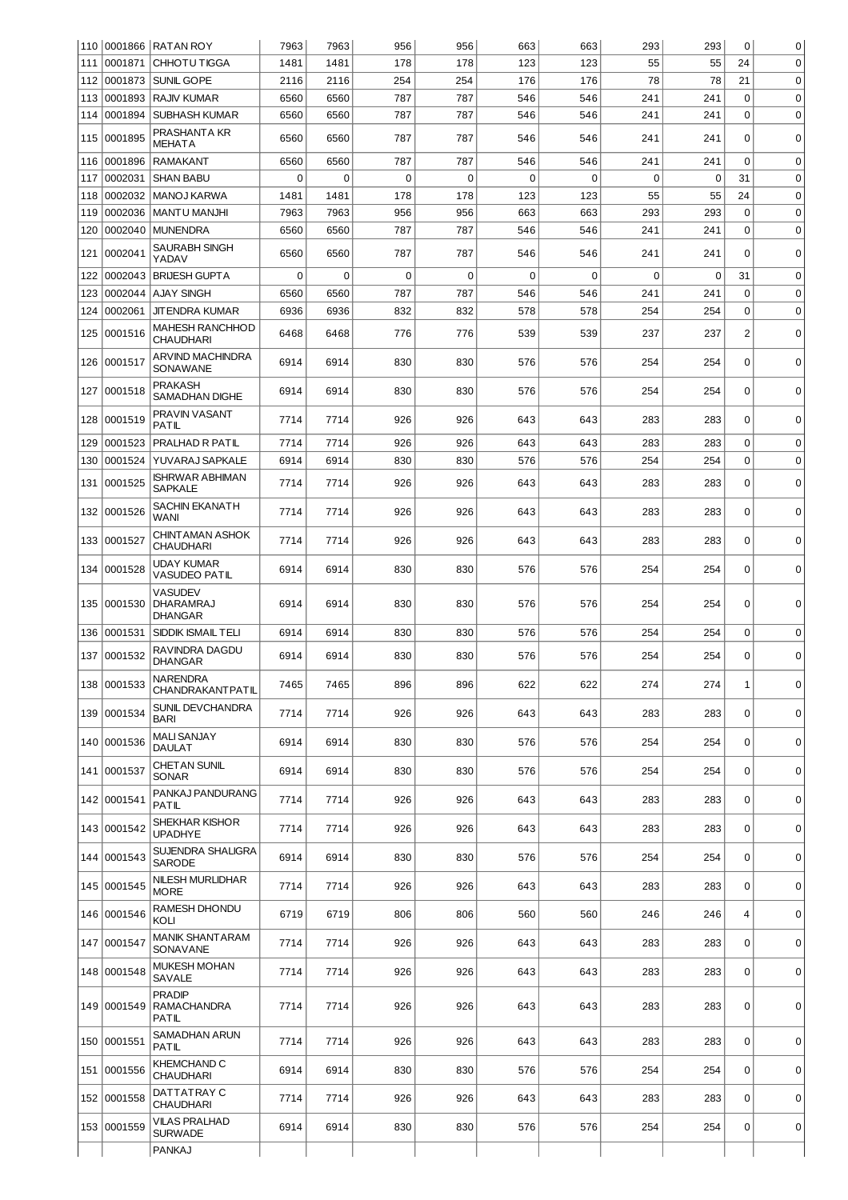| | | | | | | | | | | | | |
|---|---|---|---|---|---|---|---|---|---|---|---|---|
| 110 | 0001866 | RATAN ROY | 7963 | 7963 | 956 | 956 | 663 | 663 | 293 | 293 | 0 | 0 |
| 111 | 0001871 | CHHOTU TIGGA | 1481 | 1481 | 178 | 178 | 123 | 123 | 55 | 55 | 24 | 0 |
| 112 | 0001873 | SUNIL GOPE | 2116 | 2116 | 254 | 254 | 176 | 176 | 78 | 78 | 21 | 0 |
| 113 | 0001893 | RAJIV KUMAR | 6560 | 6560 | 787 | 787 | 546 | 546 | 241 | 241 | 0 | 0 |
| 114 | 0001894 | SUBHASH KUMAR | 6560 | 6560 | 787 | 787 | 546 | 546 | 241 | 241 | 0 | 0 |
| 115 | 0001895 | PRASHANTA KR MEHATA | 6560 | 6560 | 787 | 787 | 546 | 546 | 241 | 241 | 0 | 0 |
| 116 | 0001896 | RAMAKANT | 6560 | 6560 | 787 | 787 | 546 | 546 | 241 | 241 | 0 | 0 |
| 117 | 0002031 | SHAN BABU | 0 | 0 | 0 | 0 | 0 | 0 | 0 | 0 | 31 | 0 |
| 118 | 0002032 | MANOJ KARWA | 1481 | 1481 | 178 | 178 | 123 | 123 | 55 | 55 | 24 | 0 |
| 119 | 0002036 | MANTU MANJHI | 7963 | 7963 | 956 | 956 | 663 | 663 | 293 | 293 | 0 | 0 |
| 120 | 0002040 | MUNENDRA | 6560 | 6560 | 787 | 787 | 546 | 546 | 241 | 241 | 0 | 0 |
| 121 | 0002041 | SAURABH SINGH YADAV | 6560 | 6560 | 787 | 787 | 546 | 546 | 241 | 241 | 0 | 0 |
| 122 | 0002043 | BRIJESH GUPTA | 0 | 0 | 0 | 0 | 0 | 0 | 0 | 0 | 31 | 0 |
| 123 | 0002044 | AJAY SINGH | 6560 | 6560 | 787 | 787 | 546 | 546 | 241 | 241 | 0 | 0 |
| 124 | 0002061 | JITENDRA KUMAR | 6936 | 6936 | 832 | 832 | 578 | 578 | 254 | 254 | 0 | 0 |
| 125 | 0001516 | MAHESH RANCHHOD CHAUDHARI | 6468 | 6468 | 776 | 776 | 539 | 539 | 237 | 237 | 2 | 0 |
| 126 | 0001517 | ARVIND MACHINDRA SONAWANE | 6914 | 6914 | 830 | 830 | 576 | 576 | 254 | 254 | 0 | 0 |
| 127 | 0001518 | PRAKASH SAMADHAN DIGHE | 6914 | 6914 | 830 | 830 | 576 | 576 | 254 | 254 | 0 | 0 |
| 128 | 0001519 | PRAVIN VASANT PATIL | 7714 | 7714 | 926 | 926 | 643 | 643 | 283 | 283 | 0 | 0 |
| 129 | 0001523 | PRALHAD R PATIL | 7714 | 7714 | 926 | 926 | 643 | 643 | 283 | 283 | 0 | 0 |
| 130 | 0001524 | YUVARAJ SAPKALE | 6914 | 6914 | 830 | 830 | 576 | 576 | 254 | 254 | 0 | 0 |
| 131 | 0001525 | ISHRWAR ABHIMAN SAPKALE | 7714 | 7714 | 926 | 926 | 643 | 643 | 283 | 283 | 0 | 0 |
| 132 | 0001526 | SACHIN EKANATH WANI | 7714 | 7714 | 926 | 926 | 643 | 643 | 283 | 283 | 0 | 0 |
| 133 | 0001527 | CHINTAMAN ASHOK CHAUDHARI | 7714 | 7714 | 926 | 926 | 643 | 643 | 283 | 283 | 0 | 0 |
| 134 | 0001528 | UDAY KUMAR VASUDEO PATIL | 6914 | 6914 | 830 | 830 | 576 | 576 | 254 | 254 | 0 | 0 |
| 135 | 0001530 | VASUDEV DHARAMRAJ DHANGAR | 6914 | 6914 | 830 | 830 | 576 | 576 | 254 | 254 | 0 | 0 |
| 136 | 0001531 | SIDDIK ISMAIL TELI | 6914 | 6914 | 830 | 830 | 576 | 576 | 254 | 254 | 0 | 0 |
| 137 | 0001532 | RAVINDRA DAGDU DHANGAR | 6914 | 6914 | 830 | 830 | 576 | 576 | 254 | 254 | 0 | 0 |
| 138 | 0001533 | NARENDRA CHANDRAKANTPATIL | 7465 | 7465 | 896 | 896 | 622 | 622 | 274 | 274 | 1 | 0 |
| 139 | 0001534 | SUNIL DEVCHANDRA BARI | 7714 | 7714 | 926 | 926 | 643 | 643 | 283 | 283 | 0 | 0 |
| 140 | 0001536 | MALI SANJAY DAULAT | 6914 | 6914 | 830 | 830 | 576 | 576 | 254 | 254 | 0 | 0 |
| 141 | 0001537 | CHETAN SUNIL SONAR | 6914 | 6914 | 830 | 830 | 576 | 576 | 254 | 254 | 0 | 0 |
| 142 | 0001541 | PANKAJ PANDURANG PATIL | 7714 | 7714 | 926 | 926 | 643 | 643 | 283 | 283 | 0 | 0 |
| 143 | 0001542 | SHEKHAR KISHOR UPADHYE | 7714 | 7714 | 926 | 926 | 643 | 643 | 283 | 283 | 0 | 0 |
| 144 | 0001543 | SUJENDRA SHALIGRA SARODE | 6914 | 6914 | 830 | 830 | 576 | 576 | 254 | 254 | 0 | 0 |
| 145 | 0001545 | NILESH MURLIDHAR MORE | 7714 | 7714 | 926 | 926 | 643 | 643 | 283 | 283 | 0 | 0 |
| 146 | 0001546 | RAMESH DHONDU KOLI | 6719 | 6719 | 806 | 806 | 560 | 560 | 246 | 246 | 4 | 0 |
| 147 | 0001547 | MANIK SHANTARAM SONAVANE | 7714 | 7714 | 926 | 926 | 643 | 643 | 283 | 283 | 0 | 0 |
| 148 | 0001548 | MUKESH MOHAN SAVALE | 7714 | 7714 | 926 | 926 | 643 | 643 | 283 | 283 | 0 | 0 |
| 149 | 0001549 | PRADIP RAMACHANDRA PATIL | 7714 | 7714 | 926 | 926 | 643 | 643 | 283 | 283 | 0 | 0 |
| 150 | 0001551 | SAMADHAN ARUN PATIL | 7714 | 7714 | 926 | 926 | 643 | 643 | 283 | 283 | 0 | 0 |
| 151 | 0001556 | KHEMCHAND C CHAUDHARI | 6914 | 6914 | 830 | 830 | 576 | 576 | 254 | 254 | 0 | 0 |
| 152 | 0001558 | DATTATRAY C CHAUDHARI | 7714 | 7714 | 926 | 926 | 643 | 643 | 283 | 283 | 0 | 0 |
| 153 | 0001559 | VILAS PRALHAD SURWADE | 6914 | 6914 | 830 | 830 | 576 | 576 | 254 | 254 | 0 | 0 |
| | | PANKAJ | | | | | | | | | | |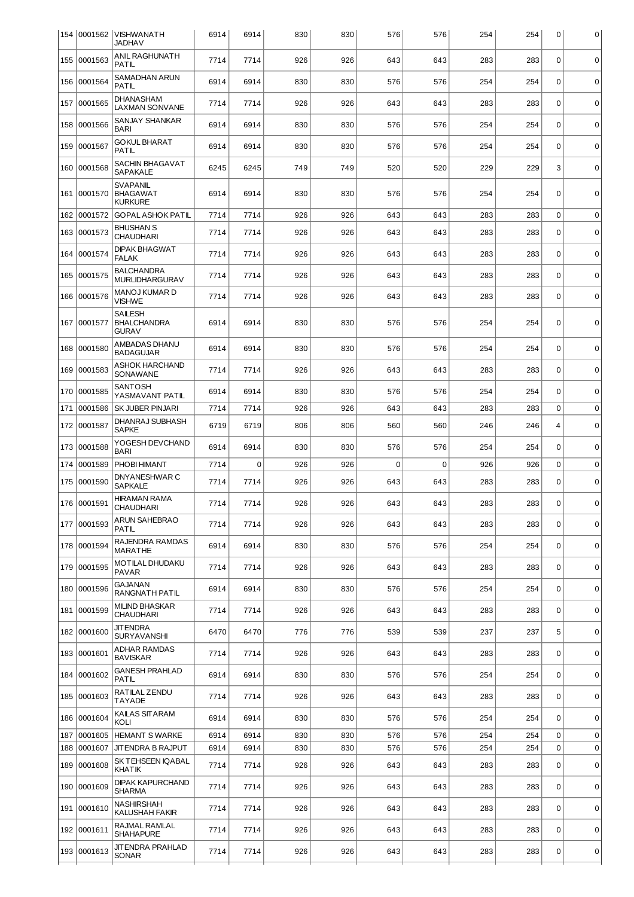| | | | | | | | | | | | | |
|---|---|---|---|---|---|---|---|---|---|---|---|---|
| 154 | 0001562 | VISHWANATH JADHAV | 6914 | 6914 | 830 | 830 | 576 | 576 | 254 | 254 | 0 | 0 |
| 155 | 0001563 | ANIL RAGHUNATH PATIL | 7714 | 7714 | 926 | 926 | 643 | 643 | 283 | 283 | 0 | 0 |
| 156 | 0001564 | SAMADHAN ARUN PATIL | 6914 | 6914 | 830 | 830 | 576 | 576 | 254 | 254 | 0 | 0 |
| 157 | 0001565 | DHANASHAM LAXMAN SONVANE | 7714 | 7714 | 926 | 926 | 643 | 643 | 283 | 283 | 0 | 0 |
| 158 | 0001566 | SANJAY SHANKAR BARI | 6914 | 6914 | 830 | 830 | 576 | 576 | 254 | 254 | 0 | 0 |
| 159 | 0001567 | GOKUL BHARAT PATIL | 6914 | 6914 | 830 | 830 | 576 | 576 | 254 | 254 | 0 | 0 |
| 160 | 0001568 | SACHIN BHAGAVAT SAPAKALE | 6245 | 6245 | 749 | 749 | 520 | 520 | 229 | 229 | 3 | 0 |
| 161 | 0001570 | SVAPANIL BHAGAWAT KURKURE | 6914 | 6914 | 830 | 830 | 576 | 576 | 254 | 254 | 0 | 0 |
| 162 | 0001572 | GOPAL ASHOK PATIL | 7714 | 7714 | 926 | 926 | 643 | 643 | 283 | 283 | 0 | 0 |
| 163 | 0001573 | BHUSHAN S CHAUDHARI | 7714 | 7714 | 926 | 926 | 643 | 643 | 283 | 283 | 0 | 0 |
| 164 | 0001574 | DIPAK BHAGWAT FALAK | 7714 | 7714 | 926 | 926 | 643 | 643 | 283 | 283 | 0 | 0 |
| 165 | 0001575 | BALCHANDRA MURLIDHARGURAV | 7714 | 7714 | 926 | 926 | 643 | 643 | 283 | 283 | 0 | 0 |
| 166 | 0001576 | MANOJ KUMAR D VISHWE | 7714 | 7714 | 926 | 926 | 643 | 643 | 283 | 283 | 0 | 0 |
| 167 | 0001577 | SAILESH BHALCHANDRA GURAV | 6914 | 6914 | 830 | 830 | 576 | 576 | 254 | 254 | 0 | 0 |
| 168 | 0001580 | AMBADAS DHANU BADAGUJAR | 6914 | 6914 | 830 | 830 | 576 | 576 | 254 | 254 | 0 | 0 |
| 169 | 0001583 | ASHOK HARCHAND SONAWANE | 7714 | 7714 | 926 | 926 | 643 | 643 | 283 | 283 | 0 | 0 |
| 170 | 0001585 | SANTOSH YASMAVANT PATIL | 6914 | 6914 | 830 | 830 | 576 | 576 | 254 | 254 | 0 | 0 |
| 171 | 0001586 | SK JUBER PINJARI | 7714 | 7714 | 926 | 926 | 643 | 643 | 283 | 283 | 0 | 0 |
| 172 | 0001587 | DHANRAJ SUBHASH SAPKE | 6719 | 6719 | 806 | 806 | 560 | 560 | 246 | 246 | 4 | 0 |
| 173 | 0001588 | YOGESH DEVCHAND BARI | 6914 | 6914 | 830 | 830 | 576 | 576 | 254 | 254 | 0 | 0 |
| 174 | 0001589 | PHOBI HIMANT | 7714 | 0 | 926 | 926 | 0 | 0 | 926 | 926 | 0 | 0 |
| 175 | 0001590 | DNYANESHWAR C SAPKALE | 7714 | 7714 | 926 | 926 | 643 | 643 | 283 | 283 | 0 | 0 |
| 176 | 0001591 | HIRAMAN RAMA CHAUDHARI | 7714 | 7714 | 926 | 926 | 643 | 643 | 283 | 283 | 0 | 0 |
| 177 | 0001593 | ARUN SAHEBRAO PATIL | 7714 | 7714 | 926 | 926 | 643 | 643 | 283 | 283 | 0 | 0 |
| 178 | 0001594 | RAJENDRA RAMDAS MARATHE | 6914 | 6914 | 830 | 830 | 576 | 576 | 254 | 254 | 0 | 0 |
| 179 | 0001595 | MOTILAL DHUDAKU PAVAR | 7714 | 7714 | 926 | 926 | 643 | 643 | 283 | 283 | 0 | 0 |
| 180 | 0001596 | GAJANAN RANGNATH PATIL | 6914 | 6914 | 830 | 830 | 576 | 576 | 254 | 254 | 0 | 0 |
| 181 | 0001599 | MILIND BHASKAR CHAUDHARI | 7714 | 7714 | 926 | 926 | 643 | 643 | 283 | 283 | 0 | 0 |
| 182 | 0001600 | JITENDRA SURYAVANSHI | 6470 | 6470 | 776 | 776 | 539 | 539 | 237 | 237 | 5 | 0 |
| 183 | 0001601 | ADHAR RAMDAS BAVISKAR | 7714 | 7714 | 926 | 926 | 643 | 643 | 283 | 283 | 0 | 0 |
| 184 | 0001602 | GANESH PRAHLAD PATIL | 6914 | 6914 | 830 | 830 | 576 | 576 | 254 | 254 | 0 | 0 |
| 185 | 0001603 | RATILAL ZENDU TAYADE | 7714 | 7714 | 926 | 926 | 643 | 643 | 283 | 283 | 0 | 0 |
| 186 | 0001604 | KAILAS SITARAM KOLI | 6914 | 6914 | 830 | 830 | 576 | 576 | 254 | 254 | 0 | 0 |
| 187 | 0001605 | HEMANT S WARKE | 6914 | 6914 | 830 | 830 | 576 | 576 | 254 | 254 | 0 | 0 |
| 188 | 0001607 | JITENDRA B RAJPUT | 6914 | 6914 | 830 | 830 | 576 | 576 | 254 | 254 | 0 | 0 |
| 189 | 0001608 | SK TEHSEEN IQABAL KHATIK | 7714 | 7714 | 926 | 926 | 643 | 643 | 283 | 283 | 0 | 0 |
| 190 | 0001609 | DIPAK KAPURCHAND SHARMA | 7714 | 7714 | 926 | 926 | 643 | 643 | 283 | 283 | 0 | 0 |
| 191 | 0001610 | NASHIRSHAH KALUSHAH FAKIR | 7714 | 7714 | 926 | 926 | 643 | 643 | 283 | 283 | 0 | 0 |
| 192 | 0001611 | RAJMAL RAMLAL SHAHAPURE | 7714 | 7714 | 926 | 926 | 643 | 643 | 283 | 283 | 0 | 0 |
| 193 | 0001613 | JITENDRA PRAHLAD SONAR | 7714 | 7714 | 926 | 926 | 643 | 643 | 283 | 283 | 0 | 0 |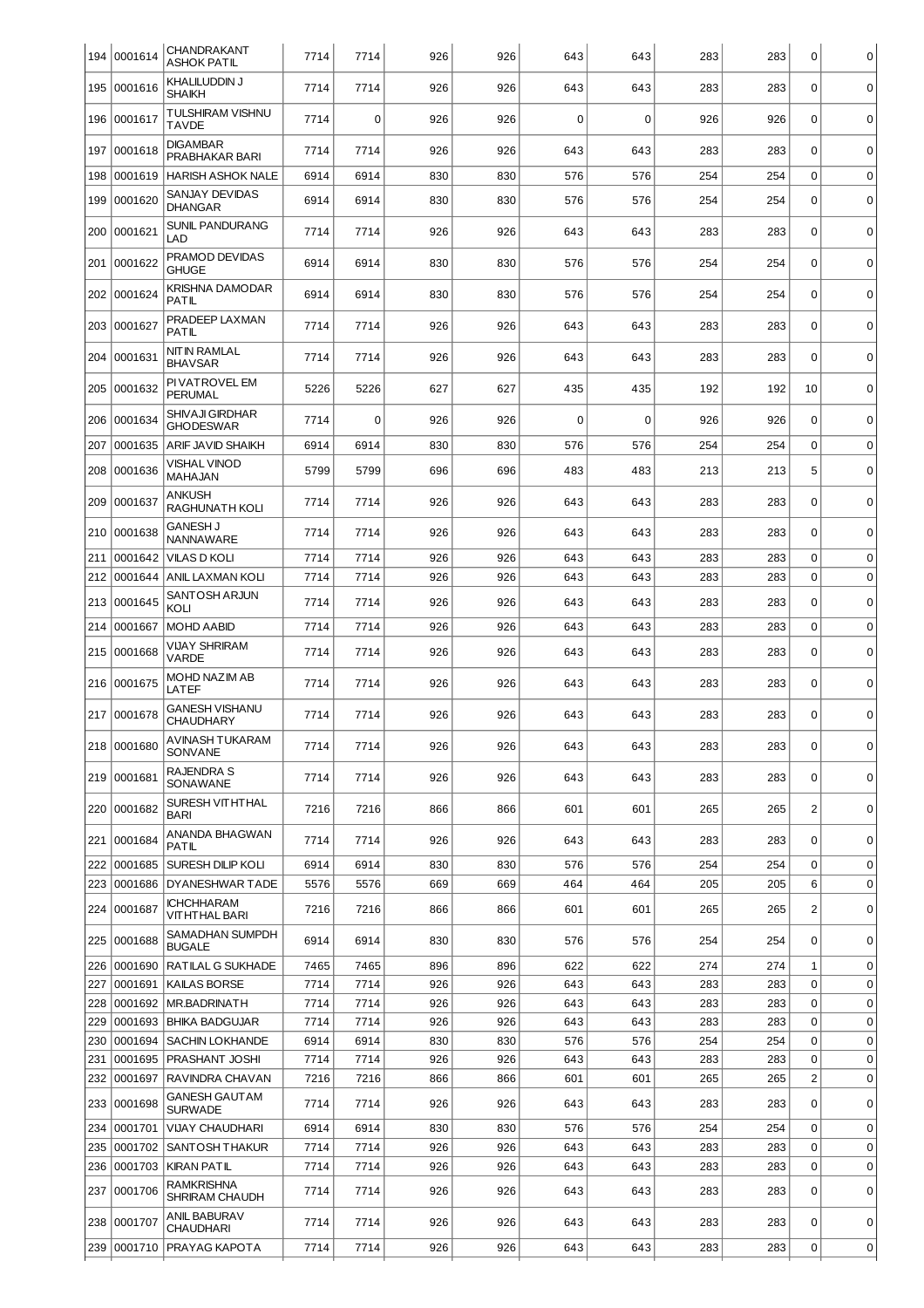| 194 | 0001614 | CHANDRAKANT ASHOK PATIL | 7714 | 7714 | 926 | 926 | 643 | 643 | 283 | 283 | 0 | 0 |
|---|---|---|---|---|---|---|---|---|---|---|---|---|
| 195 | 0001616 | KHALILUDDIN J SHAIKH | 7714 | 7714 | 926 | 926 | 643 | 643 | 283 | 283 | 0 | 0 |
| 196 | 0001617 | TULSHIRAM VISHNU TAVDE | 7714 | 0 | 926 | 926 | 0 | 0 | 926 | 926 | 0 | 0 |
| 197 | 0001618 | DIGAMBAR PRABHAKAR BARI | 7714 | 7714 | 926 | 926 | 643 | 643 | 283 | 283 | 0 | 0 |
| 198 | 0001619 | HARISH ASHOK NALE | 6914 | 6914 | 830 | 830 | 576 | 576 | 254 | 254 | 0 | 0 |
| 199 | 0001620 | SANJAY DEVIDAS DHANGAR | 6914 | 6914 | 830 | 830 | 576 | 576 | 254 | 254 | 0 | 0 |
| 200 | 0001621 | SUNIL PANDURANG LAD | 7714 | 7714 | 926 | 926 | 643 | 643 | 283 | 283 | 0 | 0 |
| 201 | 0001622 | PRAMOD DEVIDAS GHUGE | 6914 | 6914 | 830 | 830 | 576 | 576 | 254 | 254 | 0 | 0 |
| 202 | 0001624 | KRISHNA DAMODAR PATIL | 6914 | 6914 | 830 | 830 | 576 | 576 | 254 | 254 | 0 | 0 |
| 203 | 0001627 | PRADEEP LAXMAN PATIL | 7714 | 7714 | 926 | 926 | 643 | 643 | 283 | 283 | 0 | 0 |
| 204 | 0001631 | NITIN RAMLAL BHAVSAR | 7714 | 7714 | 926 | 926 | 643 | 643 | 283 | 283 | 0 | 0 |
| 205 | 0001632 | PIVATROVEL EM PERUMAL | 5226 | 5226 | 627 | 627 | 435 | 435 | 192 | 192 | 10 | 0 |
| 206 | 0001634 | SHIVAJI GIRDHAR GHODESWAR | 7714 | 0 | 926 | 926 | 0 | 0 | 926 | 926 | 0 | 0 |
| 207 | 0001635 | ARIF JAVID SHAIKH | 6914 | 6914 | 830 | 830 | 576 | 576 | 254 | 254 | 0 | 0 |
| 208 | 0001636 | VISHAL VINOD MAHAJAN | 5799 | 5799 | 696 | 696 | 483 | 483 | 213 | 213 | 5 | 0 |
| 209 | 0001637 | ANKUSH RAGHUNATH KOLI | 7714 | 7714 | 926 | 926 | 643 | 643 | 283 | 283 | 0 | 0 |
| 210 | 0001638 | GANESH J NANNAWARE | 7714 | 7714 | 926 | 926 | 643 | 643 | 283 | 283 | 0 | 0 |
| 211 | 0001642 | VILAS D KOLI | 7714 | 7714 | 926 | 926 | 643 | 643 | 283 | 283 | 0 | 0 |
| 212 | 0001644 | ANIL LAXMAN KOLI | 7714 | 7714 | 926 | 926 | 643 | 643 | 283 | 283 | 0 | 0 |
| 213 | 0001645 | SANTOSH ARJUN KOLI | 7714 | 7714 | 926 | 926 | 643 | 643 | 283 | 283 | 0 | 0 |
| 214 | 0001667 | MOHD AABID | 7714 | 7714 | 926 | 926 | 643 | 643 | 283 | 283 | 0 | 0 |
| 215 | 0001668 | VIJAY SHRIRAM VARDE | 7714 | 7714 | 926 | 926 | 643 | 643 | 283 | 283 | 0 | 0 |
| 216 | 0001675 | MOHD NAZIM AB LATEF | 7714 | 7714 | 926 | 926 | 643 | 643 | 283 | 283 | 0 | 0 |
| 217 | 0001678 | GANESH VISHANU CHAUDHARY | 7714 | 7714 | 926 | 926 | 643 | 643 | 283 | 283 | 0 | 0 |
| 218 | 0001680 | AVINASH TUKARAM SONVANE | 7714 | 7714 | 926 | 926 | 643 | 643 | 283 | 283 | 0 | 0 |
| 219 | 0001681 | RAJENDRA S SONAWANE | 7714 | 7714 | 926 | 926 | 643 | 643 | 283 | 283 | 0 | 0 |
| 220 | 0001682 | SURESH VITHTHAL BARI | 7216 | 7216 | 866 | 866 | 601 | 601 | 265 | 265 | 2 | 0 |
| 221 | 0001684 | ANANDA BHAGWAN PATIL | 7714 | 7714 | 926 | 926 | 643 | 643 | 283 | 283 | 0 | 0 |
| 222 | 0001685 | SURESH DILIP KOLI | 6914 | 6914 | 830 | 830 | 576 | 576 | 254 | 254 | 0 | 0 |
| 223 | 0001686 | DYANESHWAR TADE | 5576 | 5576 | 669 | 669 | 464 | 464 | 205 | 205 | 6 | 0 |
| 224 | 0001687 | ICHCHHARAM VITHTHAL BARI | 7216 | 7216 | 866 | 866 | 601 | 601 | 265 | 265 | 2 | 0 |
| 225 | 0001688 | SAMADHAN SUMPDH BUGALE | 6914 | 6914 | 830 | 830 | 576 | 576 | 254 | 254 | 0 | 0 |
| 226 | 0001690 | RATILAL G SUKHADE | 7465 | 7465 | 896 | 896 | 622 | 622 | 274 | 274 | 1 | 0 |
| 227 | 0001691 | KAILAS BORSE | 7714 | 7714 | 926 | 926 | 643 | 643 | 283 | 283 | 0 | 0 |
| 228 | 0001692 | MR.BADRINATH | 7714 | 7714 | 926 | 926 | 643 | 643 | 283 | 283 | 0 | 0 |
| 229 | 0001693 | BHIKA BADGUJAR | 7714 | 7714 | 926 | 926 | 643 | 643 | 283 | 283 | 0 | 0 |
| 230 | 0001694 | SACHIN LOKHANDE | 6914 | 6914 | 830 | 830 | 576 | 576 | 254 | 254 | 0 | 0 |
| 231 | 0001695 | PRASHANT JOSHI | 7714 | 7714 | 926 | 926 | 643 | 643 | 283 | 283 | 0 | 0 |
| 232 | 0001697 | RAVINDRA CHAVAN | 7216 | 7216 | 866 | 866 | 601 | 601 | 265 | 265 | 2 | 0 |
| 233 | 0001698 | GANESH GAUTAM SURWADE | 7714 | 7714 | 926 | 926 | 643 | 643 | 283 | 283 | 0 | 0 |
| 234 | 0001701 | VIJAY CHAUDHARI | 6914 | 6914 | 830 | 830 | 576 | 576 | 254 | 254 | 0 | 0 |
| 235 | 0001702 | SANTOSH THAKUR | 7714 | 7714 | 926 | 926 | 643 | 643 | 283 | 283 | 0 | 0 |
| 236 | 0001703 | KIRAN PATIL | 7714 | 7714 | 926 | 926 | 643 | 643 | 283 | 283 | 0 | 0 |
| 237 | 0001706 | RAMKRISHNA SHRIRAM CHAUDH | 7714 | 7714 | 926 | 926 | 643 | 643 | 283 | 283 | 0 | 0 |
| 238 | 0001707 | ANIL BABURAV CHAUDHARI | 7714 | 7714 | 926 | 926 | 643 | 643 | 283 | 283 | 0 | 0 |
| 239 | 0001710 | PRAYAG KAPOTA | 7714 | 7714 | 926 | 926 | 643 | 643 | 283 | 283 | 0 | 0 |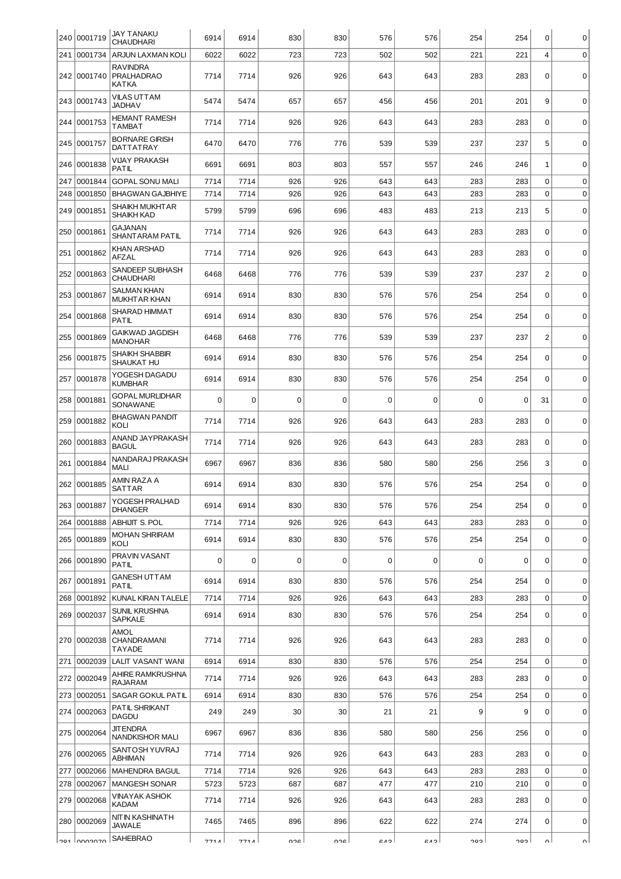| 240 | 0001719 | JAY TANAKU CHAUDHARI | 6914 | 6914 | 830 | 830 | 576 | 576 | 254 | 254 | 0 | 0 |
|---|---|---|---|---|---|---|---|---|---|---|---|---|
| 241 | 0001734 | ARJUN LAXMAN KOLI | 6022 | 6022 | 723 | 723 | 502 | 502 | 221 | 221 | 4 | 0 |
| 242 | 0001740 | RAVINDRA PRALHADRAO KATKA | 7714 | 7714 | 926 | 926 | 643 | 643 | 283 | 283 | 0 | 0 |
| 243 | 0001743 | VILAS UTTAM JADHAV | 5474 | 5474 | 657 | 657 | 456 | 456 | 201 | 201 | 9 | 0 |
| 244 | 0001753 | HEMANT RAMESH TAMBAT | 7714 | 7714 | 926 | 926 | 643 | 643 | 283 | 283 | 0 | 0 |
| 245 | 0001757 | BORNARE GIRISH DATTATRAY | 6470 | 6470 | 776 | 776 | 539 | 539 | 237 | 237 | 5 | 0 |
| 246 | 0001838 | VIJAY PRAKASH PATIL | 6691 | 6691 | 803 | 803 | 557 | 557 | 246 | 246 | 1 | 0 |
| 247 | 0001844 | GOPAL SONU MALI | 7714 | 7714 | 926 | 926 | 643 | 643 | 283 | 283 | 0 | 0 |
| 248 | 0001850 | BHAGWAN GAJBHIYE | 7714 | 7714 | 926 | 926 | 643 | 643 | 283 | 283 | 0 | 0 |
| 249 | 0001851 | SHAIKH MUKHTAR SHAIKH KAD | 5799 | 5799 | 696 | 696 | 483 | 483 | 213 | 213 | 5 | 0 |
| 250 | 0001861 | GAJANAN SHANTARAM PATIL | 7714 | 7714 | 926 | 926 | 643 | 643 | 283 | 283 | 0 | 0 |
| 251 | 0001862 | KHAN ARSHAD AFZAL | 7714 | 7714 | 926 | 926 | 643 | 643 | 283 | 283 | 0 | 0 |
| 252 | 0001863 | SANDEEP SUBHASH CHAUDHARI | 6468 | 6468 | 776 | 776 | 539 | 539 | 237 | 237 | 2 | 0 |
| 253 | 0001867 | SALMAN KHAN MUKHTAR KHAN | 6914 | 6914 | 830 | 830 | 576 | 576 | 254 | 254 | 0 | 0 |
| 254 | 0001868 | SHARAD HIMMAT PATIL | 6914 | 6914 | 830 | 830 | 576 | 576 | 254 | 254 | 0 | 0 |
| 255 | 0001869 | GAIKWAD JAGDISH MANOHAR | 6468 | 6468 | 776 | 776 | 539 | 539 | 237 | 237 | 2 | 0 |
| 256 | 0001875 | SHAIKH SHABBIR SHAUKAT HU | 6914 | 6914 | 830 | 830 | 576 | 576 | 254 | 254 | 0 | 0 |
| 257 | 0001878 | YOGESH DAGADU KUMBHAR | 6914 | 6914 | 830 | 830 | 576 | 576 | 254 | 254 | 0 | 0 |
| 258 | 0001881 | GOPAL MURLIDHAR SONAWANE | 0 | 0 | 0 | 0 | 0 | 0 | 0 | 0 | 31 | 0 |
| 259 | 0001882 | BHAGWAN PANDIT KOLI | 7714 | 7714 | 926 | 926 | 643 | 643 | 283 | 283 | 0 | 0 |
| 260 | 0001883 | ANAND JAYPRAKASH BAGUL | 7714 | 7714 | 926 | 926 | 643 | 643 | 283 | 283 | 0 | 0 |
| 261 | 0001884 | NANDARAJ PRAKASH MALI | 6967 | 6967 | 836 | 836 | 580 | 580 | 256 | 256 | 3 | 0 |
| 262 | 0001885 | AMIN RAZA A SATTAR | 6914 | 6914 | 830 | 830 | 576 | 576 | 254 | 254 | 0 | 0 |
| 263 | 0001887 | YOGESH PRALHAD DHANGER | 6914 | 6914 | 830 | 830 | 576 | 576 | 254 | 254 | 0 | 0 |
| 264 | 0001888 | ABHIJIT S. POL | 7714 | 7714 | 926 | 926 | 643 | 643 | 283 | 283 | 0 | 0 |
| 265 | 0001889 | MOHAN SHRIRAM KOLI | 6914 | 6914 | 830 | 830 | 576 | 576 | 254 | 254 | 0 | 0 |
| 266 | 0001890 | PRAVIN VASANT PATIL | 0 | 0 | 0 | 0 | 0 | 0 | 0 | 0 | 0 | 0 |
| 267 | 0001891 | GANESH UTTAM PATIL | 6914 | 6914 | 830 | 830 | 576 | 576 | 254 | 254 | 0 | 0 |
| 268 | 0001892 | KUNAL KIRAN TALELE | 7714 | 7714 | 926 | 926 | 643 | 643 | 283 | 283 | 0 | 0 |
| 269 | 0002037 | SUNIL KRUSHNA SAPKALE | 6914 | 6914 | 830 | 830 | 576 | 576 | 254 | 254 | 0 | 0 |
| 270 | 0002038 | AMOL CHANDRAMANI TAYADE | 7714 | 7714 | 926 | 926 | 643 | 643 | 283 | 283 | 0 | 0 |
| 271 | 0002039 | LALIT VASANT WANI | 6914 | 6914 | 830 | 830 | 576 | 576 | 254 | 254 | 0 | 0 |
| 272 | 0002049 | AHIRE RAMKRUSHNA RAJARAM | 7714 | 7714 | 926 | 926 | 643 | 643 | 283 | 283 | 0 | 0 |
| 273 | 0002051 | SAGAR GOKUL PATIL | 6914 | 6914 | 830 | 830 | 576 | 576 | 254 | 254 | 0 | 0 |
| 274 | 0002063 | PATIL SHRIKANT DAGDU | 249 | 249 | 30 | 30 | 21 | 21 | 9 | 9 | 0 | 0 |
| 275 | 0002064 | JITENDRA NANDKISHOR MALI | 6967 | 6967 | 836 | 836 | 580 | 580 | 256 | 256 | 0 | 0 |
| 276 | 0002065 | SANTOSH YUVRAJ ABHIMAN | 7714 | 7714 | 926 | 926 | 643 | 643 | 283 | 283 | 0 | 0 |
| 277 | 0002066 | MAHENDRA BAGUL | 7714 | 7714 | 926 | 926 | 643 | 643 | 283 | 283 | 0 | 0 |
| 278 | 0002067 | MANGESH SONAR | 5723 | 5723 | 687 | 687 | 477 | 477 | 210 | 210 | 0 | 0 |
| 279 | 0002068 | VINAYAK ASHOK KADAM | 7714 | 7714 | 926 | 926 | 643 | 643 | 283 | 283 | 0 | 0 |
| 280 | 0002069 | NITIN KASHINATH JAWALE | 7465 | 7465 | 896 | 896 | 622 | 622 | 274 | 274 | 0 | 0 |
| 281 | 0002070 | SAHEBRAO | 7714 | 7714 | 926 | 926 | 643 | 643 | 283 | 283 | 0 | 0 |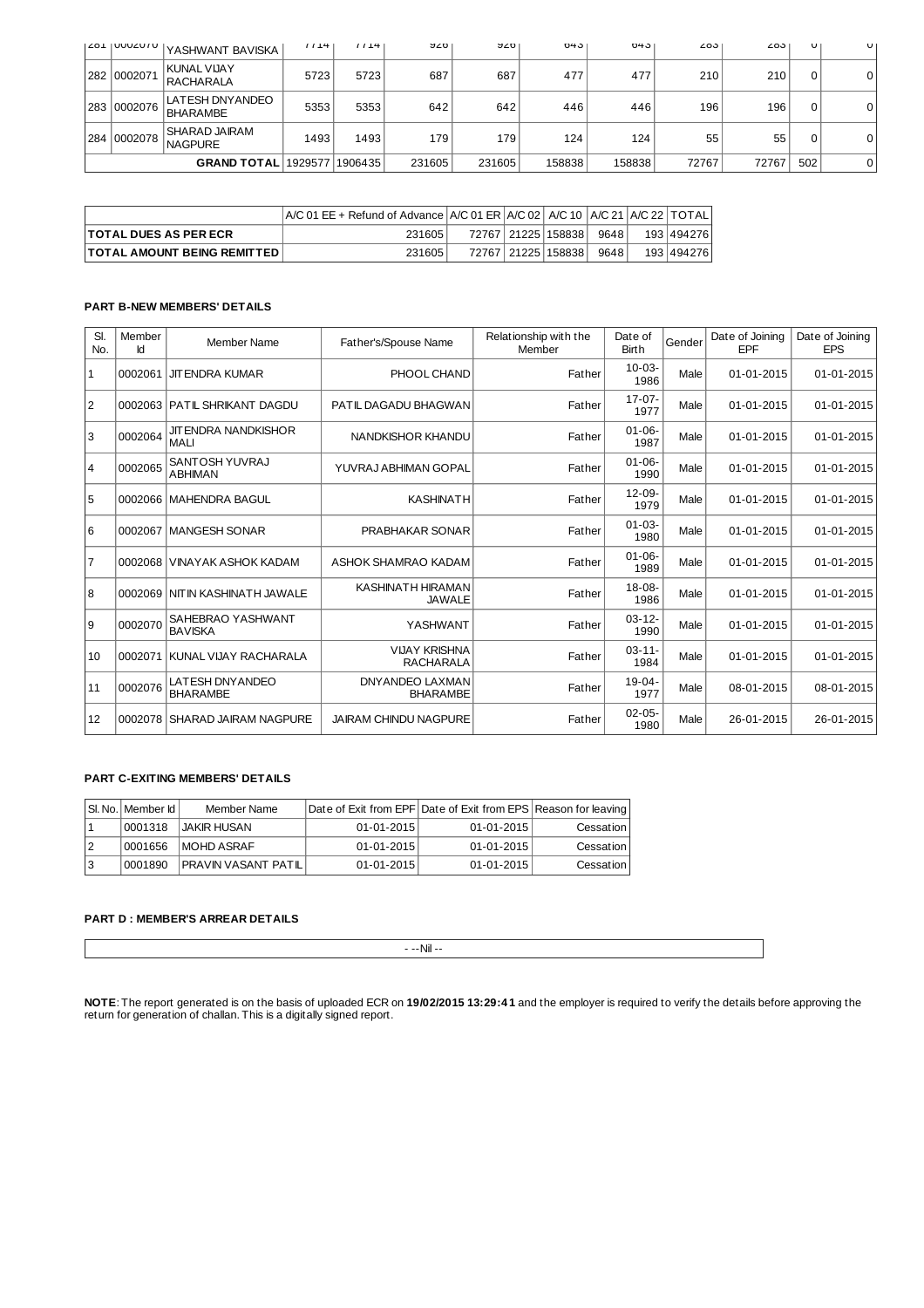| | | | | | | | | | | | |
|---|---|---|---|---|---|---|---|---|---|---|---|
| 281 | 0002070 | YASHWANT BAVISKA | 7714 | 7714 | 926 | 926 | 643 | 643 | 283 | 283 | 0 | 0 |
| 282 | 0002071 | KUNAL VIJAY RACHARALA | 5723 | 5723 | 687 | 687 | 477 | 477 | 210 | 210 | 0 | 0 |
| 283 | 0002076 | LATESH DNYANDEO BHARAMBE | 5353 | 5353 | 642 | 642 | 446 | 446 | 196 | 196 | 0 | 0 |
| 284 | 0002078 | SHARAD JAIRAM NAGPURE | 1493 | 1493 | 179 | 179 | 124 | 124 | 55 | 55 | 0 | 0 |
| | | GRAND TOTAL | 1929577 | 1906435 | 231605 | 231605 | 158838 | 158838 | 72767 | 72767 | 502 | 0 |

| | A/C 01 EE + Refund of Advance | A/C 01 ER | A/C 02 | A/C 10 | A/C 21 | A/C 22 | TOTAL |
|---|---|---|---|---|---|---|---|
| **TOTAL DUES AS PER ECR** | 231605 | 72767 | 21225 | 158838 | 9648 | 193 | 494276 |
| **TOTAL AMOUNT BEING REMITTED** | 231605 | 72767 | 21225 | 158838 | 9648 | 193 | 494276 |

#### PART B-NEW MEMBERS' DETAILS

| Sl. No. | Member Id | Member Name | Father's/Spouse Name | Relationship with the Member | Date of Birth | Gender | Date of Joining EPF | Date of Joining EPS |
|---|---|---|---|---|---|---|---|---|
| 1 | 0002061 | JITENDRA KUMAR | PHOOL CHAND | Father | 10-03-1986 | Male | 01-01-2015 | 01-01-2015 |
| 2 | 0002063 | PATIL SHRIKANT DAGDU | PATIL DAGADU BHAGWAN | Father | 17-07-1977 | Male | 01-01-2015 | 01-01-2015 |
| 3 | 0002064 | JITENDRA NANDKISHOR MALI | NANDKISHOR KHANDU | Father | 01-06-1987 | Male | 01-01-2015 | 01-01-2015 |
| 4 | 0002065 | SANTOSH YUVRAJ ABHIMAN | YUVRAJ ABHIMAN GOPAL | Father | 01-06-1990 | Male | 01-01-2015 | 01-01-2015 |
| 5 | 0002066 | MAHENDRA BAGUL | KASHINATH | Father | 12-09-1979 | Male | 01-01-2015 | 01-01-2015 |
| 6 | 0002067 | MANGESH SONAR | PRABHAKAR SONAR | Father | 01-03-1980 | Male | 01-01-2015 | 01-01-2015 |
| 7 | 0002068 | VINAYAK ASHOK KADAM | ASHOK SHAMRAO KADAM | Father | 01-06-1989 | Male | 01-01-2015 | 01-01-2015 |
| 8 | 0002069 | NITIN KASHINATH JAWALE | KASHINATH HIRAMAN JAWALE | Father | 18-08-1986 | Male | 01-01-2015 | 01-01-2015 |
| 9 | 0002070 | SAHEBRAO YASHWANT BAVISKA | YASHWANT | Father | 03-12-1990 | Male | 01-01-2015 | 01-01-2015 |
| 10 | 0002071 | KUNAL VIJAY RACHARALA | VIJAY KRISHNA RACHARALA | Father | 03-11-1984 | Male | 01-01-2015 | 01-01-2015 |
| 11 | 0002076 | LATESH DNYANDEO BHARAMBE | DNYANDEO LAXMAN BHARAMBE | Father | 19-04-1977 | Male | 08-01-2015 | 08-01-2015 |
| 12 | 0002078 | SHARAD JAIRAM NAGPURE | JAIRAM CHINDU NAGPURE | Father | 02-05-1980 | Male | 26-01-2015 | 26-01-2015 |

#### PART C-EXITING MEMBERS' DETAILS

| Sl. No. | Member Id | Member Name | Date of Exit from EPF | Date of Exit from EPS | Reason for leaving |
|---|---|---|---|---|---|
| 1 | 0001318 | JAKIR HUSAN | 01-01-2015 | 01-01-2015 | Cessation |
| 2 | 0001656 | MOHD ASRAF | 01-01-2015 | 01-01-2015 | Cessation |
| 3 | 0001890 | PRAVIN VASANT PATIL | 01-01-2015 | 01-01-2015 | Cessation |

#### PART D : MEMBER'S ARREAR DETAILS

- --Nil --

**NOTE**: The report generated is on the basis of uploaded ECR on **19/02/2015 13:29:41** and the employer is required to verify the details before approving the return for generation of challan. This is a digitally signed report.